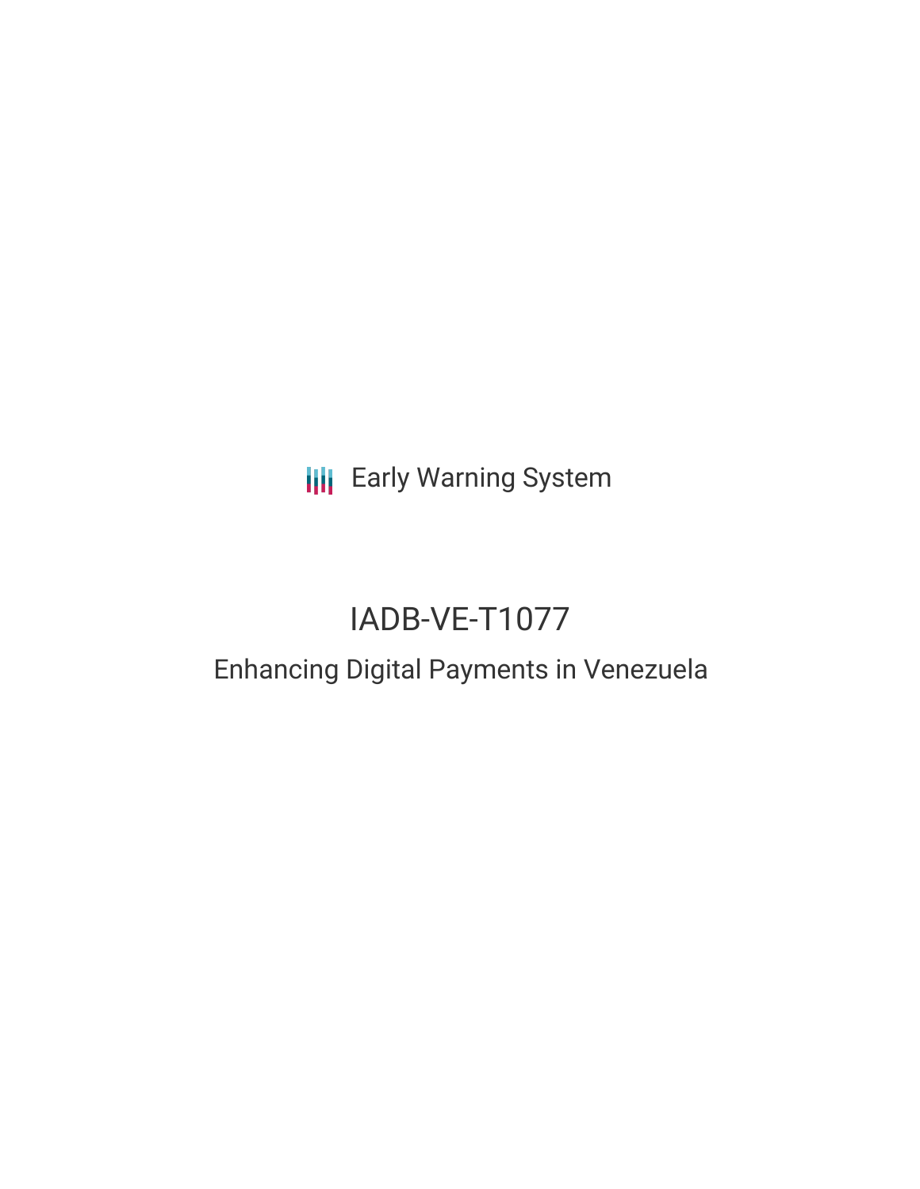Early Warning System

# IADB-VE-T1077

## Enhancing Digital Payments in Venezuela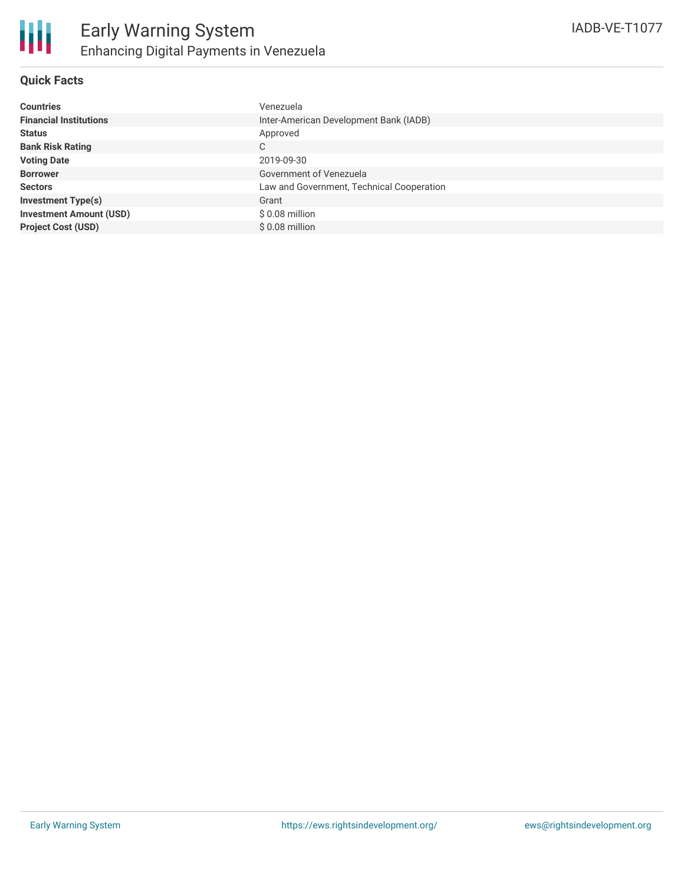# Early Warning System

## Enhancing Digital Payments in Venezuela

IADB-VE-T1077

### Quick Facts

| | |
|---|---|
| **Countries** | Venezuela |
| **Financial Institutions** | Inter-American Development Bank (IADB) |
| **Status** | Approved |
| **Bank Risk Rating** | C |
| **Voting Date** | 2019-09-30 |
| **Borrower** | Government of Venezuela |
| **Sectors** | Law and Government, Technical Cooperation |
| **Investment Type(s)** | Grant |
| **Investment Amount (USD)** | $ 0.08 million |
| **Project Cost (USD)** | $ 0.08 million |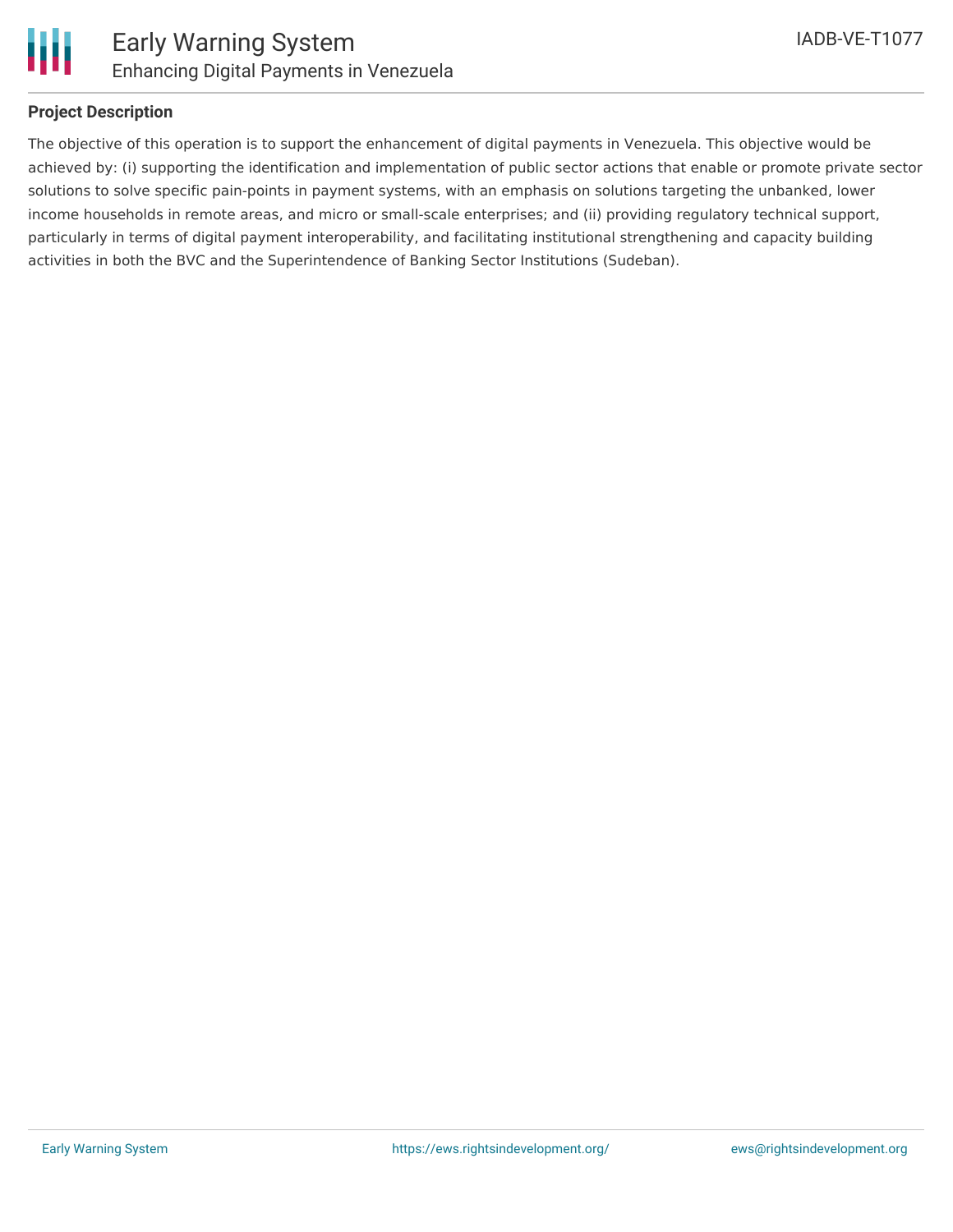## Project Description

The objective of this operation is to support the enhancement of digital payments in Venezuela. This objective would be achieved by: (i) supporting the identification and implementation of public sector actions that enable or promote private sector solutions to solve specific pain-points in payment systems, with an emphasis on solutions targeting the unbanked, lower income households in remote areas, and micro or small-scale enterprises; and (ii) providing regulatory technical support, particularly in terms of digital payment interoperability, and facilitating institutional strengthening and capacity building activities in both the BVC and the Superintendence of Banking Sector Institutions (Sudeban).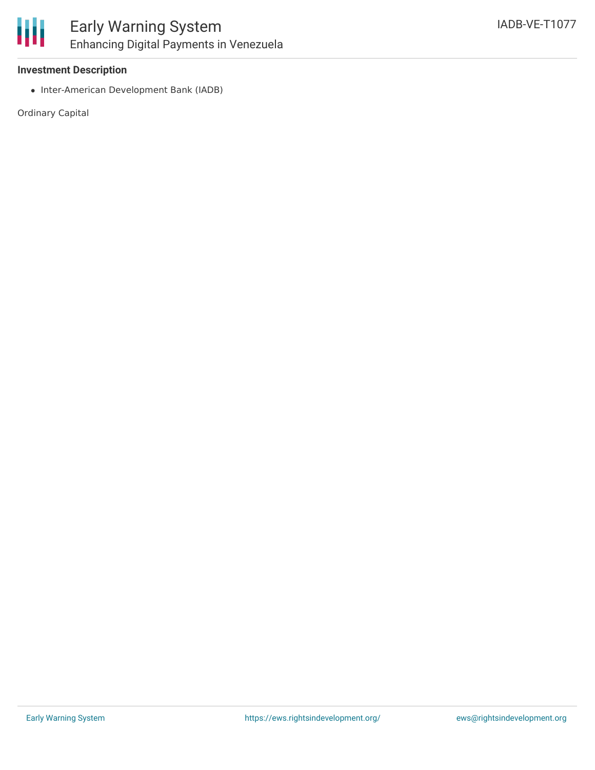**Investment Description**

- Inter-American Development Bank (IADB)

Ordinary Capital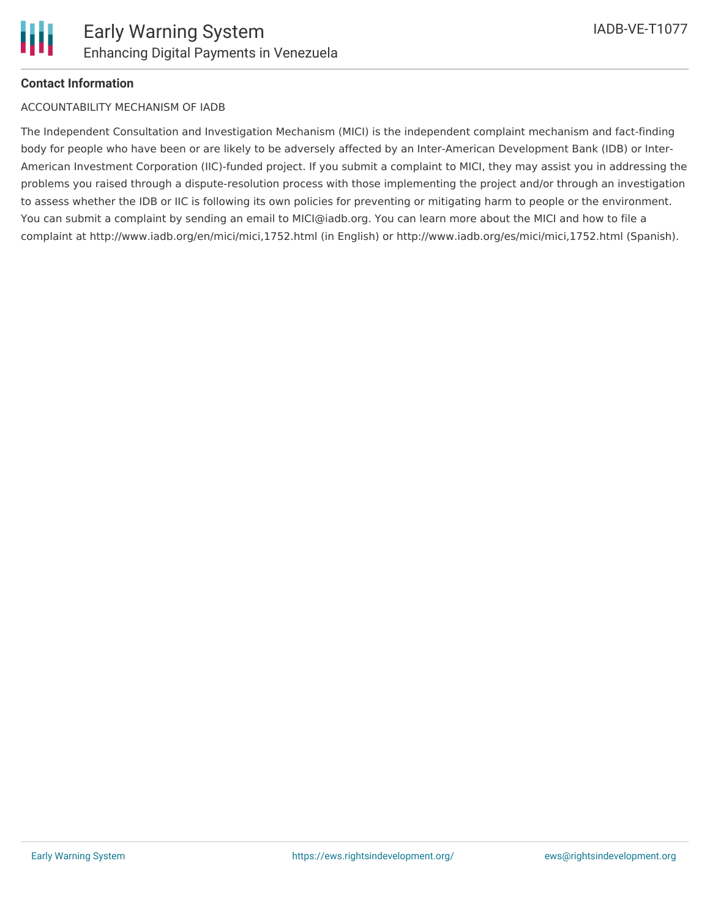**Contact Information**

ACCOUNTABILITY MECHANISM OF IADB

The Independent Consultation and Investigation Mechanism (MICI) is the independent complaint mechanism and fact-finding body for people who have been or are likely to be adversely affected by an Inter-American Development Bank (IDB) or Inter-American Investment Corporation (IIC)-funded project. If you submit a complaint to MICI, they may assist you in addressing the problems you raised through a dispute-resolution process with those implementing the project and/or through an investigation to assess whether the IDB or IIC is following its own policies for preventing or mitigating harm to people or the environment. You can submit a complaint by sending an email to MICI@iadb.org. You can learn more about the MICI and how to file a complaint at http://www.iadb.org/en/mici/mici,1752.html (in English) or http://www.iadb.org/es/mici/mici,1752.html (Spanish).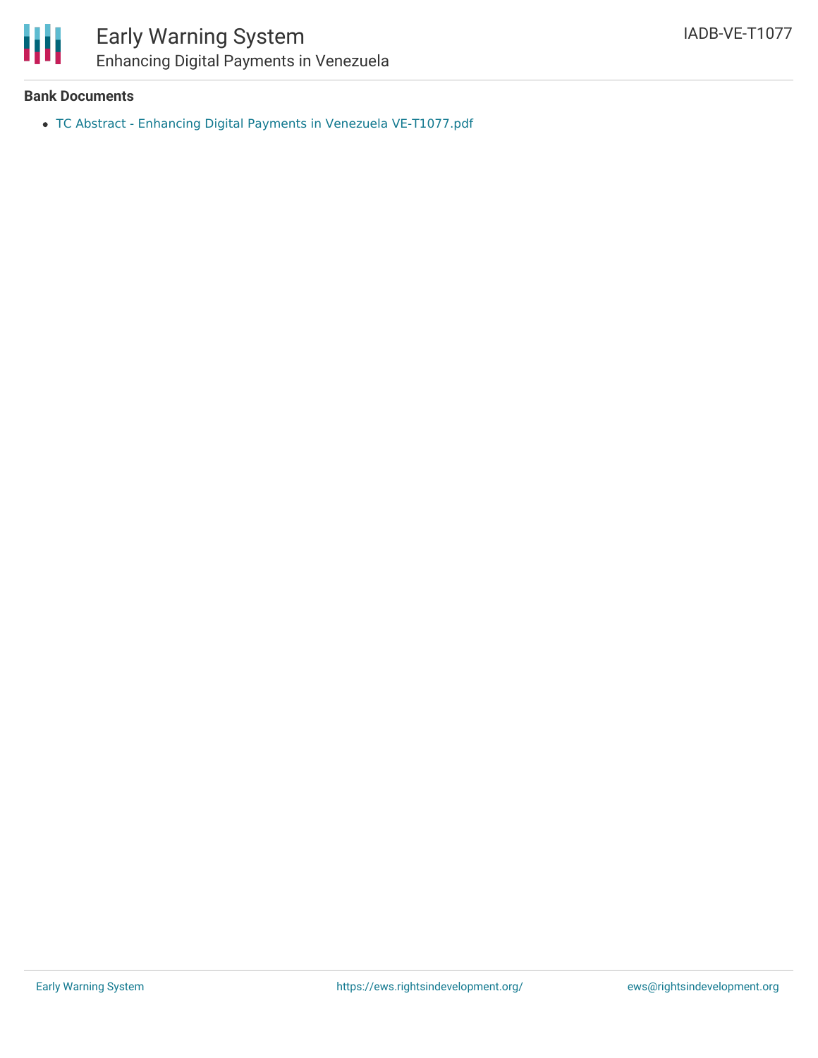**Bank Documents**

- TC Abstract - Enhancing Digital Payments in Venezuela VE-T1077.pdf